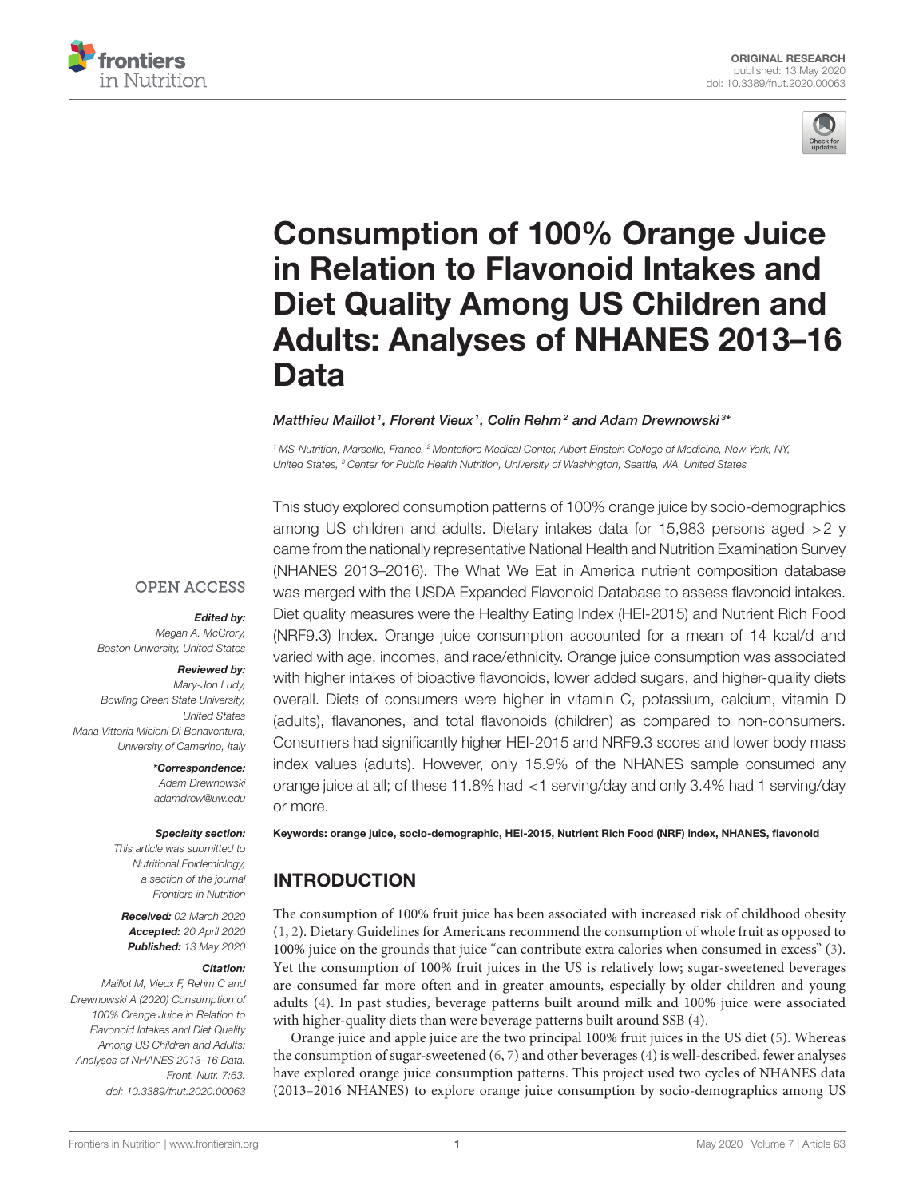ORIGINAL RESEARCH
published: 13 May 2020
doi: 10.3389/fnut.2020.00063

# Consumption of 100% Orange Juice in Relation to Flavonoid Intakes and Diet Quality Among US Children and Adults: Analyses of NHANES 2013–16 Data

*Matthieu Maillot[1], Florent Vieux[1], Colin Rehm[2] and Adam Drewnowski[3]\**

[1] MS-Nutrition, Marseille, France, [2] Montefiore Medical Center, Albert Einstein College of Medicine, New York, NY, United States, [3] Center for Public Health Nutrition, University of Washington, Seattle, WA, United States

OPEN ACCESS

**Edited by:**
Megan A. McCrory, Boston University, United States

**Reviewed by:**
Mary-Jon Ludy, Bowling Green State University, United States
Maria Vittoria Micioni Di Bonaventura, University of Camerino, Italy

**\*Correspondence:**
Adam Drewnowski
adamdrew@uw.edu

**Specialty section:**
This article was submitted to Nutritional Epidemiology, a section of the journal Frontiers in Nutrition

**Received:** 02 March 2020
**Accepted:** 20 April 2020
**Published:** 13 May 2020

**Citation:**
Maillot M, Vieux F, Rehm C and Drewnowski A (2020) Consumption of 100% Orange Juice in Relation to Flavonoid Intakes and Diet Quality Among US Children and Adults: Analyses of NHANES 2013–16 Data. Front. Nutr. 7:63. doi: 10.3389/fnut.2020.00063

This study explored consumption patterns of 100% orange juice by socio-demographics among US children and adults. Dietary intakes data for 15,983 persons aged >2 y came from the nationally representative National Health and Nutrition Examination Survey (NHANES 2013–2016). The What We Eat in America nutrient composition database was merged with the USDA Expanded Flavonoid Database to assess flavonoid intakes. Diet quality measures were the Healthy Eating Index (HEI-2015) and Nutrient Rich Food (NRF9.3) Index. Orange juice consumption accounted for a mean of 14 kcal/d and varied with age, incomes, and race/ethnicity. Orange juice consumption was associated with higher intakes of bioactive flavonoids, lower added sugars, and higher-quality diets overall. Diets of consumers were higher in vitamin C, potassium, calcium, vitamin D (adults), flavanones, and total flavonoids (children) as compared to non-consumers. Consumers had significantly higher HEI-2015 and NRF9.3 scores and lower body mass index values (adults). However, only 15.9% of the NHANES sample consumed any orange juice at all; of these 11.8% had <1 serving/day and only 3.4% had 1 serving/day or more.

**Keywords: orange juice, socio-demographic, HEI-2015, Nutrient Rich Food (NRF) index, NHANES, flavonoid**

## INTRODUCTION

The consumption of 100% fruit juice has been associated with increased risk of childhood obesity (1, 2). Dietary Guidelines for Americans recommend the consumption of whole fruit as opposed to 100% juice on the grounds that juice "can contribute extra calories when consumed in excess" (3). Yet the consumption of 100% fruit juices in the US is relatively low; sugar-sweetened beverages are consumed far more often and in greater amounts, especially by older children and young adults (4). In past studies, beverage patterns built around milk and 100% juice were associated with higher-quality diets than were beverage patterns built around SSB (4).

Orange juice and apple juice are the two principal 100% fruit juices in the US diet (5). Whereas the consumption of sugar-sweetened (6, 7) and other beverages (4) is well-described, fewer analyses have explored orange juice consumption patterns. This project used two cycles of NHANES data (2013–2016 NHANES) to explore orange juice consumption by socio-demographics among US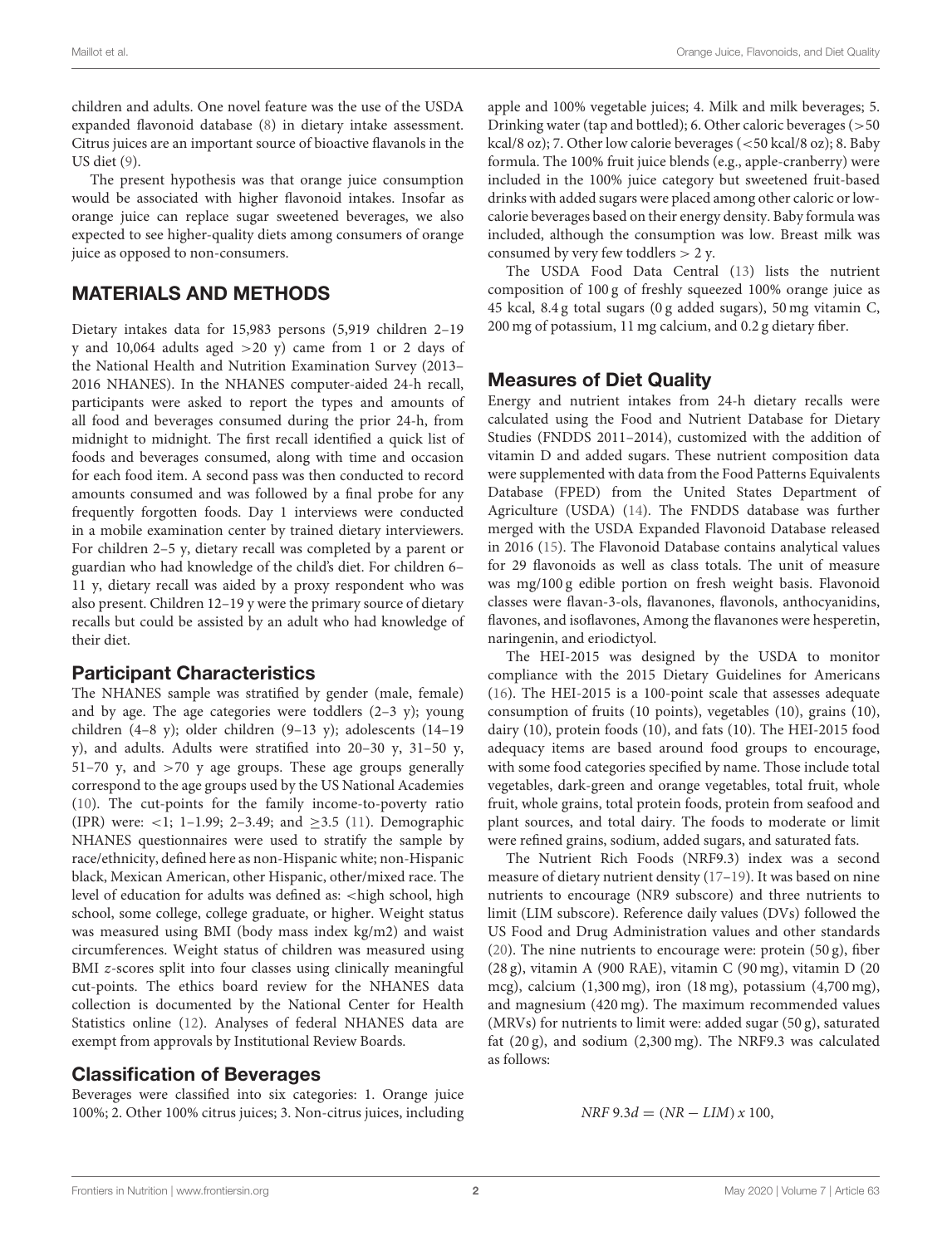children and adults. One novel feature was the use of the USDA expanded flavonoid database (8) in dietary intake assessment. Citrus juices are an important source of bioactive flavanols in the US diet (9).

The present hypothesis was that orange juice consumption would be associated with higher flavonoid intakes. Insofar as orange juice can replace sugar sweetened beverages, we also expected to see higher-quality diets among consumers of orange juice as opposed to non-consumers.

## MATERIALS AND METHODS

Dietary intakes data for 15,983 persons (5,919 children 2–19 y and 10,064 adults aged >20 y) came from 1 or 2 days of the National Health and Nutrition Examination Survey (2013–2016 NHANES). In the NHANES computer-aided 24-h recall, participants were asked to report the types and amounts of all food and beverages consumed during the prior 24-h, from midnight to midnight. The first recall identified a quick list of foods and beverages consumed, along with time and occasion for each food item. A second pass was then conducted to record amounts consumed and was followed by a final probe for any frequently forgotten foods. Day 1 interviews were conducted in a mobile examination center by trained dietary interviewers. For children 2–5 y, dietary recall was completed by a parent or guardian who had knowledge of the child's diet. For children 6–11 y, dietary recall was aided by a proxy respondent who was also present. Children 12–19 y were the primary source of dietary recalls but could be assisted by an adult who had knowledge of their diet.

### Participant Characteristics

The NHANES sample was stratified by gender (male, female) and by age. The age categories were toddlers (2–3 y); young children (4–8 y); older children (9–13 y); adolescents (14–19 y), and adults. Adults were stratified into 20–30 y, 31–50 y, 51–70 y, and >70 y age groups. These age groups generally correspond to the age groups used by the US National Academies (10). The cut-points for the family income-to-poverty ratio (IPR) were: <1; 1–1.99; 2–3.49; and ≥3.5 (11). Demographic NHANES questionnaires were used to stratify the sample by race/ethnicity, defined here as non-Hispanic white; non-Hispanic black, Mexican American, other Hispanic, other/mixed race. The level of education for adults was defined as: <high school, high school, some college, college graduate, or higher. Weight status was measured using BMI (body mass index kg/m2) and waist circumferences. Weight status of children was measured using BMI $z$-scores split into four classes using clinically meaningful cut-points. The ethics board review for the NHANES data collection is documented by the National Center for Health Statistics online (12). Analyses of federal NHANES data are exempt from approvals by Institutional Review Boards.

### Classification of Beverages

Beverages were classified into six categories: 1. Orange juice 100%; 2. Other 100% citrus juices; 3. Non-citrus juices, including apple and 100% vegetable juices; 4. Milk and milk beverages; 5. Drinking water (tap and bottled); 6. Other caloric beverages (>50 kcal/8 oz); 7. Other low calorie beverages (<50 kcal/8 oz); 8. Baby formula. The 100% fruit juice blends (e.g., apple-cranberry) were included in the 100% juice category but sweetened fruit-based drinks with added sugars were placed among other caloric or low-calorie beverages based on their energy density. Baby formula was included, although the consumption was low. Breast milk was consumed by very few toddlers > 2 y.

The USDA Food Data Central (13) lists the nutrient composition of 100 g of freshly squeezed 100% orange juice as 45 kcal, 8.4 g total sugars (0 g added sugars), 50 mg vitamin C, 200 mg of potassium, 11 mg calcium, and 0.2 g dietary fiber.

### Measures of Diet Quality

Energy and nutrient intakes from 24-h dietary recalls were calculated using the Food and Nutrient Database for Dietary Studies (FNDDS 2011–2014), customized with the addition of vitamin D and added sugars. These nutrient composition data were supplemented with data from the Food Patterns Equivalents Database (FPED) from the United States Department of Agriculture (USDA) (14). The FNDDS database was further merged with the USDA Expanded Flavonoid Database released in 2016 (15). The Flavonoid Database contains analytical values for 29 flavonoids as well as class totals. The unit of measure was mg/100 g edible portion on fresh weight basis. Flavonoid classes were flavan-3-ols, flavanones, flavonols, anthocyanidins, flavones, and isoflavones, Among the flavanones were hesperetin, naringenin, and eriodictyol.

The HEI-2015 was designed by the USDA to monitor compliance with the 2015 Dietary Guidelines for Americans (16). The HEI-2015 is a 100-point scale that assesses adequate consumption of fruits (10 points), vegetables (10), grains (10), dairy (10), protein foods (10), and fats (10). The HEI-2015 food adequacy items are based around food groups to encourage, with some food categories specified by name. Those include total vegetables, dark-green and orange vegetables, total fruit, whole fruit, whole grains, total protein foods, protein from seafood and plant sources, and total dairy. The foods to moderate or limit were refined grains, sodium, added sugars, and saturated fats.

The Nutrient Rich Foods (NRF9.3) index was a second measure of dietary nutrient density (17–19). It was based on nine nutrients to encourage (NR9 subscore) and three nutrients to limit (LIM subscore). Reference daily values (DVs) followed the US Food and Drug Administration values and other standards (20). The nine nutrients to encourage were: protein (50 g), fiber (28 g), vitamin A (900 RAE), vitamin C (90 mg), vitamin D (20 mcg), calcium (1,300 mg), iron (18 mg), potassium (4,700 mg), and magnesium (420 mg). The maximum recommended values (MRVs) for nutrients to limit were: added sugar (50 g), saturated fat (20 g), and sodium (2,300 mg). The NRF9.3 was calculated as follows:

$$NRF\ 9.3d = (NR - LIM)\ x\ 100,$$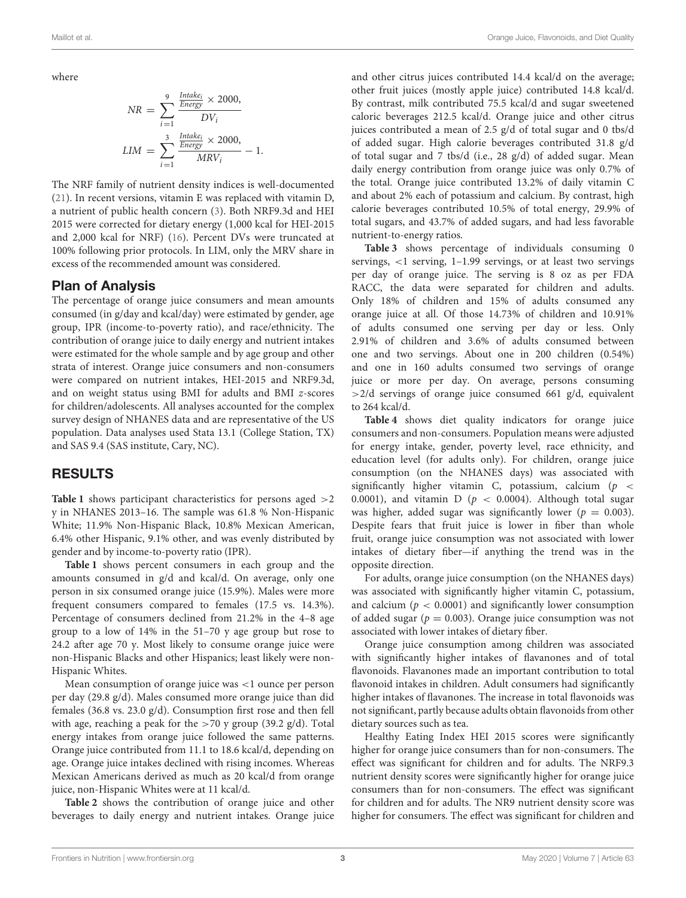where

$$NR = \sum_{i=1}^{9} \frac{\frac{Intake_i}{Energy} \times 2000,}{DV_i}$$

$$LIM = \sum_{i=1}^{3} \frac{\frac{Intake_i}{Energy} \times 2000,}{MRV_i} - 1.$$

The NRF family of nutrient density indices is well-documented (21). In recent versions, vitamin E was replaced with vitamin D, a nutrient of public health concern (3). Both NRF9.3d and HEI 2015 were corrected for dietary energy (1,000 kcal for HEI-2015 and 2,000 kcal for NRF) (16). Percent DVs were truncated at 100% following prior protocols. In LIM, only the MRV share in excess of the recommended amount was considered.

## Plan of Analysis

The percentage of orange juice consumers and mean amounts consumed (in g/day and kcal/day) were estimated by gender, age group, IPR (income-to-poverty ratio), and race/ethnicity. The contribution of orange juice to daily energy and nutrient intakes were estimated for the whole sample and by age group and other strata of interest. Orange juice consumers and non-consumers were compared on nutrient intakes, HEI-2015 and NRF9.3d, and on weight status using BMI for adults and BMI $z$-scores for children/adolescents. All analyses accounted for the complex survey design of NHANES data and are representative of the US population. Data analyses used Stata 13.1 (College Station, TX) and SAS 9.4 (SAS institute, Cary, NC).

# RESULTS

**Table 1** shows participant characteristics for persons aged >2 y in NHANES 2013–16. The sample was 61.8 % Non-Hispanic White; 11.9% Non-Hispanic Black, 10.8% Mexican American, 6.4% other Hispanic, 9.1% other, and was evenly distributed by gender and by income-to-poverty ratio (IPR).

**Table 1** shows percent consumers in each group and the amounts consumed in g/d and kcal/d. On average, only one person in six consumed orange juice (15.9%). Males were more frequent consumers compared to females (17.5 vs. 14.3%). Percentage of consumers declined from 21.2% in the 4–8 age group to a low of 14% in the 51–70 y age group but rose to 24.2 after age 70 y. Most likely to consume orange juice were non-Hispanic Blacks and other Hispanics; least likely were non-Hispanic Whites.

Mean consumption of orange juice was <1 ounce per person per day (29.8 g/d). Males consumed more orange juice than did females (36.8 vs. 23.0 g/d). Consumption first rose and then fell with age, reaching a peak for the >70 y group (39.2 g/d). Total energy intakes from orange juice followed the same patterns. Orange juice contributed from 11.1 to 18.6 kcal/d, depending on age. Orange juice intakes declined with rising incomes. Whereas Mexican Americans derived as much as 20 kcal/d from orange juice, non-Hispanic Whites were at 11 kcal/d.

**Table 2** shows the contribution of orange juice and other beverages to daily energy and nutrient intakes. Orange juice and other citrus juices contributed 14.4 kcal/d on the average; other fruit juices (mostly apple juice) contributed 14.8 kcal/d. By contrast, milk contributed 75.5 kcal/d and sugar sweetened caloric beverages 212.5 kcal/d. Orange juice and other citrus juices contributed a mean of 2.5 g/d of total sugar and 0 tbs/d of added sugar. High calorie beverages contributed 31.8 g/d of total sugar and 7 tbs/d (i.e., 28 g/d) of added sugar. Mean daily energy contribution from orange juice was only 0.7% of the total. Orange juice contributed 13.2% of daily vitamin C and about 2% each of potassium and calcium. By contrast, high calorie beverages contributed 10.5% of total energy, 29.9% of total sugars, and 43.7% of added sugars, and had less favorable nutrient-to-energy ratios.

**Table 3** shows percentage of individuals consuming 0 servings, <1 serving, 1–1.99 servings, or at least two servings per day of orange juice. The serving is 8 oz as per FDA RACC, the data were separated for children and adults. Only 18% of children and 15% of adults consumed any orange juice at all. Of those 14.73% of children and 10.91% of adults consumed one serving per day or less. Only 2.91% of children and 3.6% of adults consumed between one and two servings. About one in 200 children (0.54%) and one in 160 adults consumed two servings of orange juice or more per day. On average, persons consuming >2/d servings of orange juice consumed 661 g/d, equivalent to 264 kcal/d.

**Table 4** shows diet quality indicators for orange juice consumers and non-consumers. Population means were adjusted for energy intake, gender, poverty level, race ethnicity, and education level (for adults only). For children, orange juice consumption (on the NHANES days) was associated with significantly higher vitamin C, potassium, calcium ($p <$ 0.0001), and vitamin D ($p < 0.0004$). Although total sugar was higher, added sugar was significantly lower ($p = 0.003$). Despite fears that fruit juice is lower in fiber than whole fruit, orange juice consumption was not associated with lower intakes of dietary fiber—if anything the trend was in the opposite direction.

For adults, orange juice consumption (on the NHANES days) was associated with significantly higher vitamin C, potassium, and calcium ($p < 0.0001$) and significantly lower consumption of added sugar ($p = 0.003$). Orange juice consumption was not associated with lower intakes of dietary fiber.

Orange juice consumption among children was associated with significantly higher intakes of flavanones and of total flavonoids. Flavanones made an important contribution to total flavonoid intakes in children. Adult consumers had significantly higher intakes of flavanones. The increase in total flavonoids was not significant, partly because adults obtain flavonoids from other dietary sources such as tea.

Healthy Eating Index HEI 2015 scores were significantly higher for orange juice consumers than for non-consumers. The effect was significant for children and for adults. The NRF9.3 nutrient density scores were significantly higher for orange juice consumers than for non-consumers. The effect was significant for children and for adults. The NR9 nutrient density score was higher for consumers. The effect was significant for children and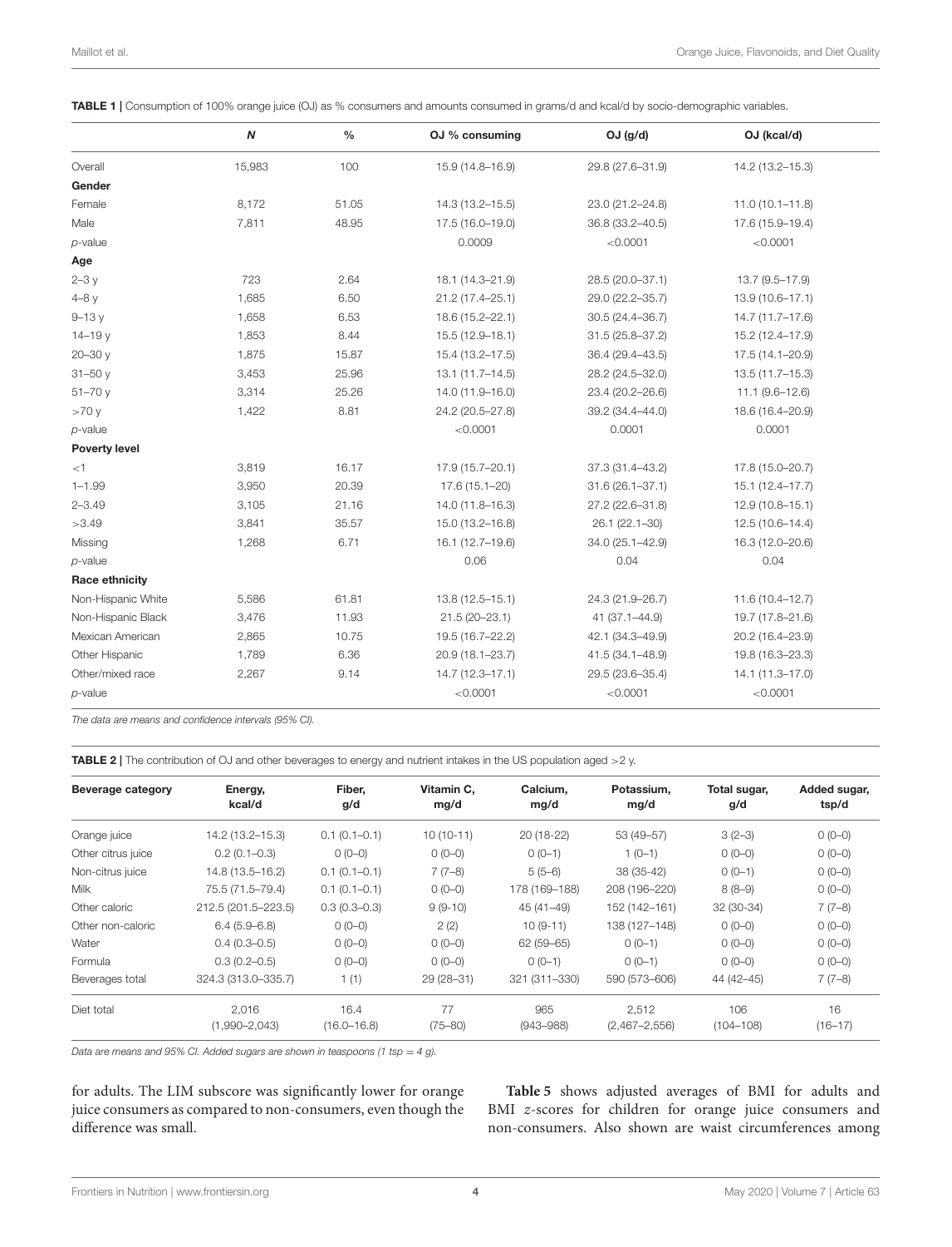**TABLE 1 |** Consumption of 100% orange juice (OJ) as % consumers and amounts consumed in grams/d and kcal/d by socio-demographic variables.

| | *N* | % | OJ % consuming | OJ (g/d) | OJ (kcal/d) |
|---|---|---|---|---|---|
| Overall | 15,983 | 100 | 15.9 (14.8–16.9) | 29.8 (27.6–31.9) | 14.2 (13.2–15.3) |
| **Gender** | | | | | |
| Female | 8,172 | 51.05 | 14.3 (13.2–15.5) | 23.0 (21.2–24.8) | 11.0 (10.1–11.8) |
| Male | 7,811 | 48.95 | 17.5 (16.0–19.0) | 36.8 (33.2–40.5) | 17.6 (15.9–19.4) |
| *p*-value | | | 0.0009 | <0.0001 | <0.0001 |
| **Age** | | | | | |
| 2–3 y | 723 | 2.64 | 18.1 (14.3–21.9) | 28.5 (20.0–37.1) | 13.7 (9.5–17.9) |
| 4–8 y | 1,685 | 6.50 | 21.2 (17.4–25.1) | 29.0 (22.2–35.7) | 13.9 (10.6–17.1) |
| 9–13 y | 1,658 | 6.53 | 18.6 (15.2–22.1) | 30.5 (24.4–36.7) | 14.7 (11.7–17.6) |
| 14–19 y | 1,853 | 8.44 | 15.5 (12.9–18.1) | 31.5 (25.8–37.2) | 15.2 (12.4–17.9) |
| 20–30 y | 1,875 | 15.87 | 15.4 (13.2–17.5) | 36.4 (29.4–43.5) | 17.5 (14.1–20.9) |
| 31–50 y | 3,453 | 25.96 | 13.1 (11.7–14.5) | 28.2 (24.5–32.0) | 13.5 (11.7–15.3) |
| 51–70 y | 3,314 | 25.26 | 14.0 (11.9–16.0) | 23.4 (20.2–26.6) | 11.1 (9.6–12.6) |
| >70 y | 1,422 | 8.81 | 24.2 (20.5–27.8) | 39.2 (34.4–44.0) | 18.6 (16.4–20.9) |
| *p*-value | | | <0.0001 | 0.0001 | 0.0001 |
| **Poverty level** | | | | | |
| <1 | 3,819 | 16.17 | 17.9 (15.7–20.1) | 37.3 (31.4–43.2) | 17.8 (15.0–20.7) |
| 1–1.99 | 3,950 | 20.39 | 17.6 (15.1–20) | 31.6 (26.1–37.1) | 15.1 (12.4–17.7) |
| 2–3.49 | 3,105 | 21.16 | 14.0 (11.8–16.3) | 27.2 (22.6–31.8) | 12.9 (10.8–15.1) |
| >3.49 | 3,841 | 35.57 | 15.0 (13.2–16.8) | 26.1 (22.1–30) | 12.5 (10.6–14.4) |
| Missing | 1,268 | 6.71 | 16.1 (12.7–19.6) | 34.0 (25.1–42.9) | 16.3 (12.0–20.6) |
| *p*-value | | | 0.06 | 0.04 | 0.04 |
| **Race ethnicity** | | | | | |
| Non-Hispanic White | 5,586 | 61.81 | 13.8 (12.5–15.1) | 24.3 (21.9–26.7) | 11.6 (10.4–12.7) |
| Non-Hispanic Black | 3,476 | 11.93 | 21.5 (20–23.1) | 41 (37.1–44.9) | 19.7 (17.8–21.6) |
| Mexican American | 2,865 | 10.75 | 19.5 (16.7–22.2) | 42.1 (34.3–49.9) | 20.2 (16.4–23.9) |
| Other Hispanic | 1,789 | 6.36 | 20.9 (18.1–23.7) | 41.5 (34.1–48.9) | 19.8 (16.3–23.3) |
| Other/mixed race | 2,267 | 9.14 | 14.7 (12.3–17.1) | 29.5 (23.6–35.4) | 14.1 (11.3–17.0) |
| *p*-value | | | <0.0001 | <0.0001 | <0.0001 |

*The data are means and confidence intervals (95% CI).*

**TABLE 2 |** The contribution of OJ and other beverages to energy and nutrient intakes in the US population aged >2 y.

| Beverage category | Energy, kcal/d | Fiber, g/d | Vitamin C, mg/d | Calcium, mg/d | Potassium, mg/d | Total sugar, g/d | Added sugar, tsp/d |
|---|---|---|---|---|---|---|---|
| Orange juice | 14.2 (13.2–15.3) | 0.1 (0.1–0.1) | 10 (10-11) | 20 (18-22) | 53 (49–57) | 3 (2–3) | 0 (0–0) |
| Other citrus juice | 0.2 (0.1–0.3) | 0 (0–0) | 0 (0–0) | 0 (0–1) | 1 (0–1) | 0 (0–0) | 0 (0–0) |
| Non-citrus juice | 14.8 (13.5–16.2) | 0.1 (0.1–0.1) | 7 (7–8) | 5 (5–6) | 38 (35-42) | 0 (0–1) | 0 (0–0) |
| Milk | 75.5 (71.5–79.4) | 0.1 (0.1–0.1) | 0 (0–0) | 178 (169–188) | 208 (196–220) | 8 (8–9) | 0 (0–0) |
| Other caloric | 212.5 (201.5–223.5) | 0.3 (0.3–0.3) | 9 (9-10) | 45 (41–49) | 152 (142–161) | 32 (30-34) | 7 (7–8) |
| Other non-caloric | 6.4 (5.9–6.8) | 0 (0–0) | 2 (2) | 10 (9-11) | 138 (127–148) | 0 (0–0) | 0 (0–0) |
| Water | 0.4 (0.3–0.5) | 0 (0–0) | 0 (0–0) | 62 (59–65) | 0 (0–1) | 0 (0–0) | 0 (0–0) |
| Formula | 0.3 (0.2–0.5) | 0 (0–0) | 0 (0–0) | 0 (0–1) | 0 (0–1) | 0 (0–0) | 0 (0–0) |
| Beverages total | 324.3 (313.0–335.7) | 1 (1) | 29 (28–31) | 321 (311–330) | 590 (573–606) | 44 (42–45) | 7 (7–8) |
| Diet total | 2,016 (1,990–2,043) | 16.4 (16.0–16.8) | 77 (75–80) | 965 (943–988) | 2,512 (2,467–2,556) | 106 (104–108) | 16 (16–17) |

*Data are means and 95% CI. Added sugars are shown in teaspoons (1 tsp = 4 g).*

for adults. The LIM subscore was significantly lower for orange juice consumers as compared to non-consumers, even though the difference was small.

**Table 5** shows adjusted averages of BMI for adults and BMI *z*-scores for children for orange juice consumers and non-consumers. Also shown are waist circumferences among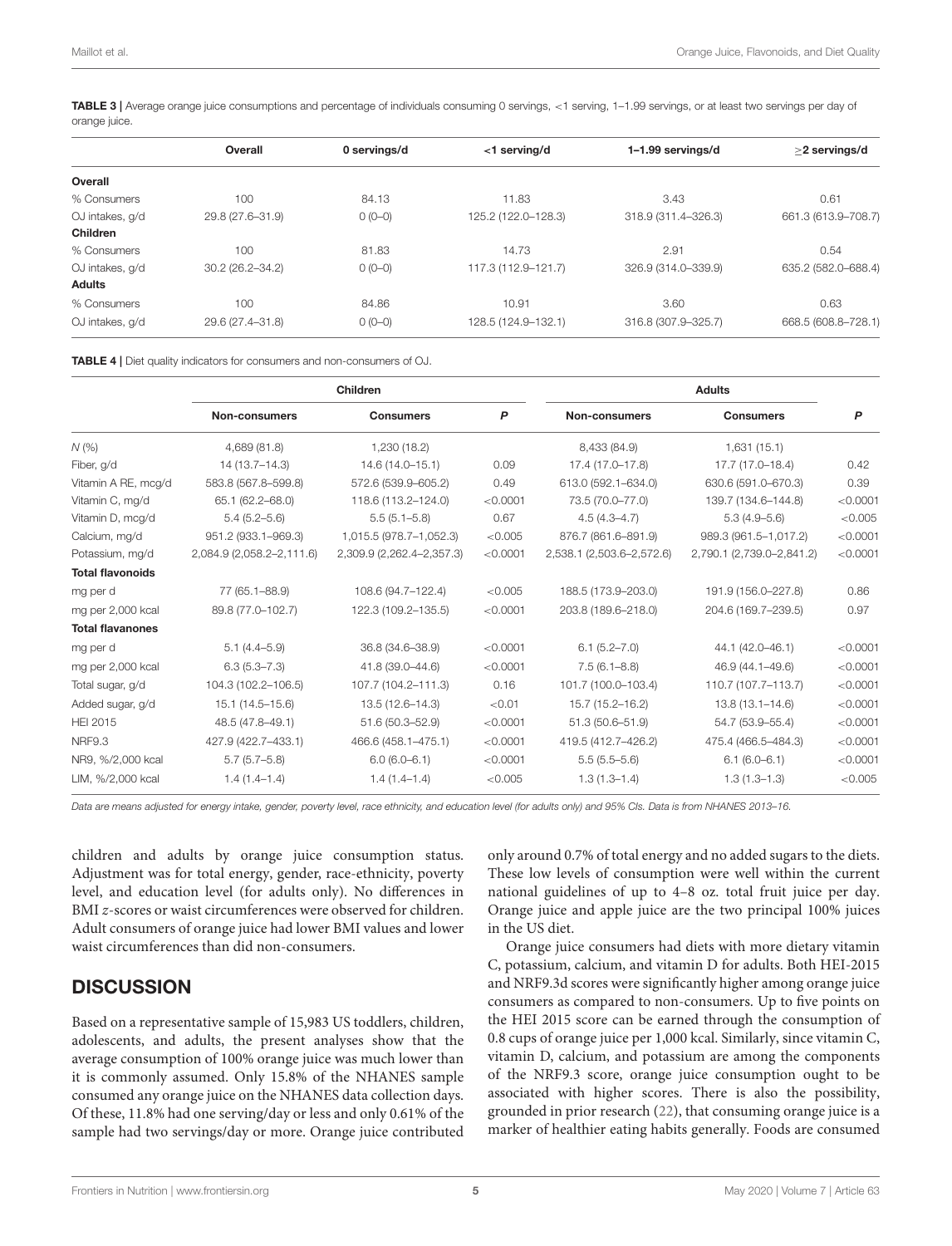**TABLE 3 |** Average orange juice consumptions and percentage of individuals consuming 0 servings, <1 serving, 1–1.99 servings, or at least two servings per day of orange juice.

| | Overall | 0 servings/d | <1 serving/d | 1–1.99 servings/d | ≥2 servings/d |
|---|---|---|---|---|---|
| **Overall** | | | | | |
| % Consumers | 100 | 84.13 | 11.83 | 3.43 | 0.61 |
| OJ intakes, g/d | 29.8 (27.6–31.9) | 0 (0–0) | 125.2 (122.0–128.3) | 318.9 (311.4–326.3) | 661.3 (613.9–708.7) |
| **Children** | | | | | |
| % Consumers | 100 | 81.83 | 14.73 | 2.91 | 0.54 |
| OJ intakes, g/d | 30.2 (26.2–34.2) | 0 (0–0) | 117.3 (112.9–121.7) | 326.9 (314.0–339.9) | 635.2 (582.0–688.4) |
| **Adults** | | | | | |
| % Consumers | 100 | 84.86 | 10.91 | 3.60 | 0.63 |
| OJ intakes, g/d | 29.6 (27.4–31.8) | 0 (0–0) | 128.5 (124.9–132.1) | 316.8 (307.9–325.7) | 668.5 (608.8–728.1) |

**TABLE 4 |** Diet quality indicators for consumers and non-consumers of OJ.

| | Children | | | Adults | | |
|---|---|---|---|---|---|---|
| | **Non-consumers** | **Consumers** | ***P*** | **Non-consumers** | **Consumers** | ***P*** |
| *N* (%) | 4,689 (81.8) | 1,230 (18.2) | | 8,433 (84.9) | 1,631 (15.1) | |
| Fiber, g/d | 14 (13.7–14.3) | 14.6 (14.0–15.1) | 0.09 | 17.4 (17.0–17.8) | 17.7 (17.0–18.4) | 0.42 |
| Vitamin A RE, mcg/d | 583.8 (567.8–599.8) | 572.6 (539.9–605.2) | 0.49 | 613.0 (592.1–634.0) | 630.6 (591.0–670.3) | 0.39 |
| Vitamin C, mg/d | 65.1 (62.2–68.0) | 118.6 (113.2–124.0) | <0.0001 | 73.5 (70.0–77.0) | 139.7 (134.6–144.8) | <0.0001 |
| Vitamin D, mcg/d | 5.4 (5.2–5.6) | 5.5 (5.1–5.8) | 0.67 | 4.5 (4.3–4.7) | 5.3 (4.9–5.6) | <0.005 |
| Calcium, mg/d | 951.2 (933.1–969.3) | 1,015.5 (978.7–1,052.3) | <0.005 | 876.7 (861.6–891.9) | 989.3 (961.5–1,017.2) | <0.0001 |
| Potassium, mg/d | 2,084.9 (2,058.2–2,111.6) | 2,309.9 (2,262.4–2,357.3) | <0.0001 | 2,538.1 (2,503.6–2,572.6) | 2,790.1 (2,739.0–2,841.2) | <0.0001 |
| **Total flavonoids** | | | | | | |
| mg per d | 77 (65.1–88.9) | 108.6 (94.7–122.4) | <0.005 | 188.5 (173.9–203.0) | 191.9 (156.0–227.8) | 0.86 |
| mg per 2,000 kcal | 89.8 (77.0–102.7) | 122.3 (109.2–135.5) | <0.0001 | 203.8 (189.6–218.0) | 204.6 (169.7–239.5) | 0.97 |
| **Total flavanones** | | | | | | |
| mg per d | 5.1 (4.4–5.9) | 36.8 (34.6–38.9) | <0.0001 | 6.1 (5.2–7.0) | 44.1 (42.0–46.1) | <0.0001 |
| mg per 2,000 kcal | 6.3 (5.3–7.3) | 41.8 (39.0–44.6) | <0.0001 | 7.5 (6.1–8.8) | 46.9 (44.1–49.6) | <0.0001 |
| Total sugar, g/d | 104.3 (102.2–106.5) | 107.7 (104.2–111.3) | 0.16 | 101.7 (100.0–103.4) | 110.7 (107.7–113.7) | <0.0001 |
| Added sugar, g/d | 15.1 (14.5–15.6) | 13.5 (12.6–14.3) | <0.01 | 15.7 (15.2–16.2) | 13.8 (13.1–14.6) | <0.0001 |
| HEI 2015 | 48.5 (47.8–49.1) | 51.6 (50.3–52.9) | <0.0001 | 51.3 (50.6–51.9) | 54.7 (53.9–55.4) | <0.0001 |
| NRF9.3 | 427.9 (422.7–433.1) | 466.6 (458.1–475.1) | <0.0001 | 419.5 (412.7–426.2) | 475.4 (466.5–484.3) | <0.0001 |
| NR9, %/2,000 kcal | 5.7 (5.7–5.8) | 6.0 (6.0–6.1) | <0.0001 | 5.5 (5.5–5.6) | 6.1 (6.0–6.1) | <0.0001 |
| LIM, %/2,000 kcal | 1.4 (1.4–1.4) | 1.4 (1.4–1.4) | <0.005 | 1.3 (1.3–1.4) | 1.3 (1.3–1.3) | <0.005 |

*Data are means adjusted for energy intake, gender, poverty level, race ethnicity, and education level (for adults only) and 95% CIs. Data is from NHANES 2013–16.*

children and adults by orange juice consumption status. Adjustment was for total energy, gender, race-ethnicity, poverty level, and education level (for adults only). No differences in BMI *z*-scores or waist circumferences were observed for children. Adult consumers of orange juice had lower BMI values and lower waist circumferences than did non-consumers.

## DISCUSSION

Based on a representative sample of 15,983 US toddlers, children, adolescents, and adults, the present analyses show that the average consumption of 100% orange juice was much lower than it is commonly assumed. Only 15.8% of the NHANES sample consumed any orange juice on the NHANES data collection days. Of these, 11.8% had one serving/day or less and only 0.61% of the sample had two servings/day or more. Orange juice contributed only around 0.7% of total energy and no added sugars to the diets. These low levels of consumption were well within the current national guidelines of up to 4–8 oz. total fruit juice per day. Orange juice and apple juice are the two principal 100% juices in the US diet.

Orange juice consumers had diets with more dietary vitamin C, potassium, calcium, and vitamin D for adults. Both HEI-2015 and NRF9.3d scores were significantly higher among orange juice consumers as compared to non-consumers. Up to five points on the HEI 2015 score can be earned through the consumption of 0.8 cups of orange juice per 1,000 kcal. Similarly, since vitamin C, vitamin D, calcium, and potassium are among the components of the NRF9.3 score, orange juice consumption ought to be associated with higher scores. There is also the possibility, grounded in prior research (22), that consuming orange juice is a marker of healthier eating habits generally. Foods are consumed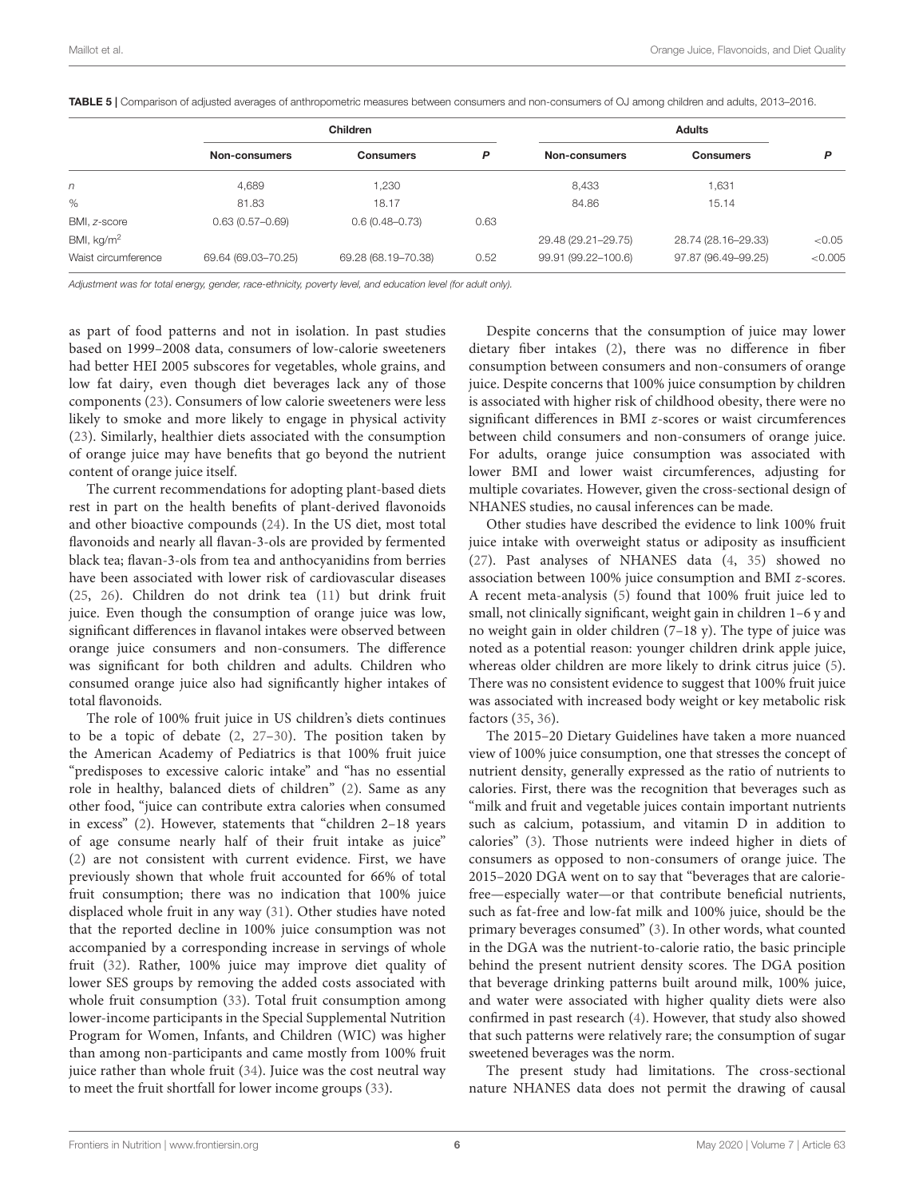**TABLE 5 |** Comparison of adjusted averages of anthropometric measures between consumers and non-consumers of OJ among children and adults, 2013–2016.

| | Children | | | Adults | | |
|---|---|---|---|---|---|---|
| | Non-consumers | Consumers | *P* | Non-consumers | Consumers | *P* |
| *n* | 4,689 | 1,230 | | 8,433 | 1,631 | |
| % | 81.83 | 18.17 | | 84.86 | 15.14 | |
| BMI, *z*-score | 0.63 (0.57–0.69) | 0.6 (0.48–0.73) | 0.63 | | | |
| BMI, kg/m$^2$ | | | | 29.48 (29.21–29.75) | 28.74 (28.16–29.33) | <0.05 |
| Waist circumference | 69.64 (69.03–70.25) | 69.28 (68.19–70.38) | 0.52 | 99.91 (99.22–100.6) | 97.87 (96.49–99.25) | <0.005 |

*Adjustment was for total energy, gender, race-ethnicity, poverty level, and education level (for adult only).*

as part of food patterns and not in isolation. In past studies based on 1999–2008 data, consumers of low-calorie sweeteners had better HEI 2005 subscores for vegetables, whole grains, and low fat dairy, even though diet beverages lack any of those components (23). Consumers of low calorie sweeteners were less likely to smoke and more likely to engage in physical activity (23). Similarly, healthier diets associated with the consumption of orange juice may have benefits that go beyond the nutrient content of orange juice itself.

The current recommendations for adopting plant-based diets rest in part on the health benefits of plant-derived flavonoids and other bioactive compounds (24). In the US diet, most total flavonoids and nearly all flavan-3-ols are provided by fermented black tea; flavan-3-ols from tea and anthocyanidins from berries have been associated with lower risk of cardiovascular diseases (25, 26). Children do not drink tea (11) but drink fruit juice. Even though the consumption of orange juice was low, significant differences in flavanol intakes were observed between orange juice consumers and non-consumers. The difference was significant for both children and adults. Children who consumed orange juice also had significantly higher intakes of total flavonoids.

The role of 100% fruit juice in US children's diets continues to be a topic of debate (2, 27–30). The position taken by the American Academy of Pediatrics is that 100% fruit juice "predisposes to excessive caloric intake" and "has no essential role in healthy, balanced diets of children" (2). Same as any other food, "juice can contribute extra calories when consumed in excess" (2). However, statements that "children 2–18 years of age consume nearly half of their fruit intake as juice" (2) are not consistent with current evidence. First, we have previously shown that whole fruit accounted for 66% of total fruit consumption; there was no indication that 100% juice displaced whole fruit in any way (31). Other studies have noted that the reported decline in 100% juice consumption was not accompanied by a corresponding increase in servings of whole fruit (32). Rather, 100% juice may improve diet quality of lower SES groups by removing the added costs associated with whole fruit consumption (33). Total fruit consumption among lower-income participants in the Special Supplemental Nutrition Program for Women, Infants, and Children (WIC) was higher than among non-participants and came mostly from 100% fruit juice rather than whole fruit (34). Juice was the cost neutral way to meet the fruit shortfall for lower income groups (33).

Despite concerns that the consumption of juice may lower dietary fiber intakes (2), there was no difference in fiber consumption between consumers and non-consumers of orange juice. Despite concerns that 100% juice consumption by children is associated with higher risk of childhood obesity, there were no significant differences in BMI *z*-scores or waist circumferences between child consumers and non-consumers of orange juice. For adults, orange juice consumption was associated with lower BMI and lower waist circumferences, adjusting for multiple covariates. However, given the cross-sectional design of NHANES studies, no causal inferences can be made.

Other studies have described the evidence to link 100% fruit juice intake with overweight status or adiposity as insufficient (27). Past analyses of NHANES data (4, 35) showed no association between 100% juice consumption and BMI *z*-scores. A recent meta-analysis (5) found that 100% fruit juice led to small, not clinically significant, weight gain in children 1–6 y and no weight gain in older children (7–18 y). The type of juice was noted as a potential reason: younger children drink apple juice, whereas older children are more likely to drink citrus juice (5). There was no consistent evidence to suggest that 100% fruit juice was associated with increased body weight or key metabolic risk factors (35, 36).

The 2015–20 Dietary Guidelines have taken a more nuanced view of 100% juice consumption, one that stresses the concept of nutrient density, generally expressed as the ratio of nutrients to calories. First, there was the recognition that beverages such as "milk and fruit and vegetable juices contain important nutrients such as calcium, potassium, and vitamin D in addition to calories" (3). Those nutrients were indeed higher in diets of consumers as opposed to non-consumers of orange juice. The 2015–2020 DGA went on to say that "beverages that are calorie-free—especially water—or that contribute beneficial nutrients, such as fat-free and low-fat milk and 100% juice, should be the primary beverages consumed" (3). In other words, what counted in the DGA was the nutrient-to-calorie ratio, the basic principle behind the present nutrient density scores. The DGA position that beverage drinking patterns built around milk, 100% juice, and water were associated with higher quality diets were also confirmed in past research (4). However, that study also showed that such patterns were relatively rare; the consumption of sugar sweetened beverages was the norm.

The present study had limitations. The cross-sectional nature NHANES data does not permit the drawing of causal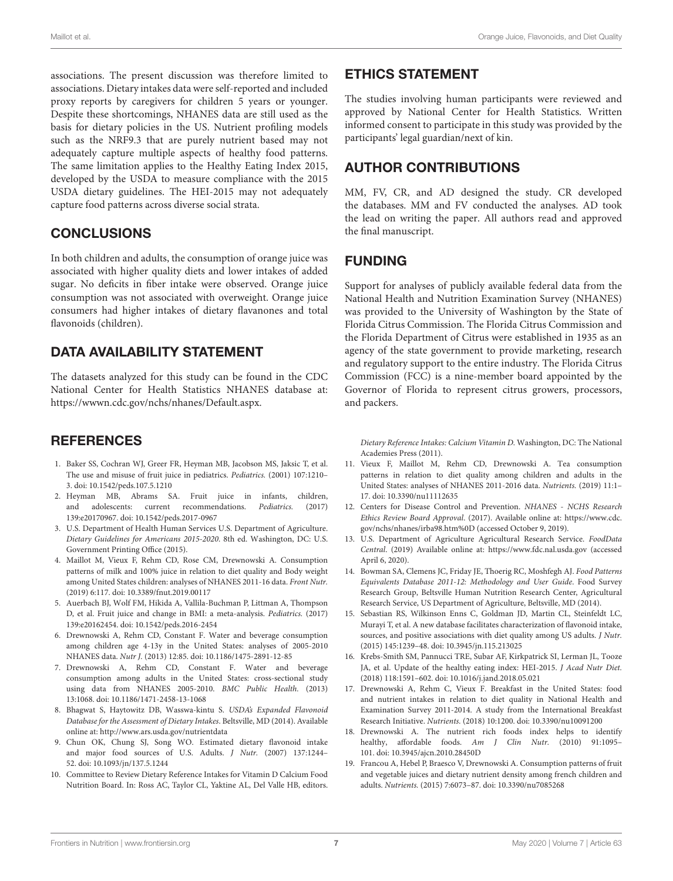associations. The present discussion was therefore limited to associations. Dietary intakes data were self-reported and included proxy reports by caregivers for children 5 years or younger. Despite these shortcomings, NHANES data are still used as the basis for dietary policies in the US. Nutrient profiling models such as the NRF9.3 that are purely nutrient based may not adequately capture multiple aspects of healthy food patterns. The same limitation applies to the Healthy Eating Index 2015, developed by the USDA to measure compliance with the 2015 USDA dietary guidelines. The HEI-2015 may not adequately capture food patterns across diverse social strata.

## CONCLUSIONS

In both children and adults, the consumption of orange juice was associated with higher quality diets and lower intakes of added sugar. No deficits in fiber intake were observed. Orange juice consumption was not associated with overweight. Orange juice consumers had higher intakes of dietary flavanones and total flavonoids (children).

## DATA AVAILABILITY STATEMENT

The datasets analyzed for this study can be found in the CDC National Center for Health Statistics NHANES database at: https://wwwn.cdc.gov/nchs/nhanes/Default.aspx.

## ETHICS STATEMENT

The studies involving human participants were reviewed and approved by National Center for Health Statistics. Written informed consent to participate in this study was provided by the participants' legal guardian/next of kin.

## AUTHOR CONTRIBUTIONS

MM, FV, CR, and AD designed the study. CR developed the databases. MM and FV conducted the analyses. AD took the lead on writing the paper. All authors read and approved the final manuscript.

## FUNDING

Support for analyses of publicly available federal data from the National Health and Nutrition Examination Survey (NHANES) was provided to the University of Washington by the State of Florida Citrus Commission. The Florida Citrus Commission and the Florida Department of Citrus were established in 1935 as an agency of the state government to provide marketing, research and regulatory support to the entire industry. The Florida Citrus Commission (FCC) is a nine-member board appointed by the Governor of Florida to represent citrus growers, processors, and packers.

## REFERENCES

1. Baker SS, Cochran WJ, Greer FR, Heyman MB, Jacobson MS, Jaksic T, et al. The use and misuse of fruit juice in pediatrics. *Pediatrics.* (2001) 107:1210–3. doi: 10.1542/peds.107.5.1210
2. Heyman MB, Abrams SA. Fruit juice in infants, children, and adolescents: current recommendations. *Pediatrics.* (2017) 139:e20170967. doi: 10.1542/peds.2017-0967
3. U.S. Department of Health Human Services U.S. Department of Agriculture. *Dietary Guidelines for Americans 2015-2020.* 8th ed. Washington, DC: U.S. Government Printing Office (2015).
4. Maillot M, Vieux F, Rehm CD, Rose CM, Drewnowski A. Consumption patterns of milk and 100% juice in relation to diet quality and Body weight among United States children: analyses of NHANES 2011-16 data. *Front Nutr.* (2019) 6:117. doi: 10.3389/fnut.2019.00117
5. Auerbach BJ, Wolf FM, Hikida A, Vallila-Buchman P, Littman A, Thompson D, et al. Fruit juice and change in BMI: a meta-analysis. *Pediatrics.* (2017) 139:e20162454. doi: 10.1542/peds.2016-2454
6. Drewnowski A, Rehm CD, Constant F. Water and beverage consumption among children age 4-13y in the United States: analyses of 2005-2010 NHANES data. *Nutr J.* (2013) 12:85. doi: 10.1186/1475-2891-12-85
7. Drewnowski A, Rehm CD, Constant F. Water and beverage consumption among adults in the United States: cross-sectional study using data from NHANES 2005-2010. *BMC Public Health.* (2013) 13:1068. doi: 10.1186/1471-2458-13-1068
8. Bhagwat S, Haytowitz DB, Wasswa-kintu S. *USDA's Expanded Flavonoid Database for the Assessment of Dietary Intakes.* Beltsville, MD (2014). Available online at: http://www.ars.usda.gov/nutrientdata
9. Chun OK, Chung SJ, Song WO. Estimated dietary flavonoid intake and major food sources of U.S. Adults. *J Nutr.* (2007) 137:1244–52. doi: 10.1093/jn/137.5.1244
10. Committee to Review Dietary Reference Intakes for Vitamin D Calcium Food Nutrition Board. In: Ross AC, Taylor CL, Yaktine AL, Del Valle HB, editors. *Dietary Reference Intakes: Calcium Vitamin D.* Washington, DC: The National Academies Press (2011).
11. Vieux F, Maillot M, Rehm CD, Drewnowski A. Tea consumption patterns in relation to diet quality among children and adults in the United States: analyses of NHANES 2011-2016 data. *Nutrients.* (2019) 11:1–17. doi: 10.3390/nu11112635
12. Centers for Disease Control and Prevention. *NHANES - NCHS Research Ethics Review Board Approval.* (2017). Available online at: https://www.cdc.gov/nchs/nhanes/irba98.htm%0D (accessed October 9, 2019).
13. U.S. Department of Agriculture Agricultural Research Service. *FoodData Central.* (2019) Available online at: https://www.fdc.nal.usda.gov (accessed April 6, 2020).
14. Bowman SA, Clemens JC, Friday JE, Thoerig RC, Moshfegh AJ. *Food Patterns Equivalents Database 2011-12: Methodology and User Guide.* Food Survey Research Group, Beltsville Human Nutrition Research Center, Agricultural Research Service, US Department of Agriculture, Beltsville, MD (2014).
15. Sebastian RS, Wilkinson Enns C, Goldman JD, Martin CL, Steinfeldt LC, Murayi T, et al. A new database facilitates characterization of flavonoid intake, sources, and positive associations with diet quality among US adults. *J Nutr.* (2015) 145:1239–48. doi: 10.3945/jn.115.213025
16. Krebs-Smith SM, Pannucci TRE, Subar AF, Kirkpatrick SI, Lerman JL, Tooze JA, et al. Update of the healthy eating index: HEI-2015. *J Acad Nutr Diet.* (2018) 118:1591–602. doi: 10.1016/j.jand.2018.05.021
17. Drewnowski A, Rehm C, Vieux F. Breakfast in the United States: food and nutrient intakes in relation to diet quality in National Health and Examination Survey 2011-2014. A study from the International Breakfast Research Initiative. *Nutrients.* (2018) 10:1200. doi: 10.3390/nu10091200
18. Drewnowski A. The nutrient rich foods index helps to identify healthy, affordable foods. *Am J Clin Nutr.* (2010) 91:1095–101. doi: 10.3945/ajcn.2010.28450D
19. Francou A, Hebel P, Braesco V, Drewnowski A. Consumption patterns of fruit and vegetable juices and dietary nutrient density among french children and adults. *Nutrients.* (2015) 7:6073–87. doi: 10.3390/nu7085268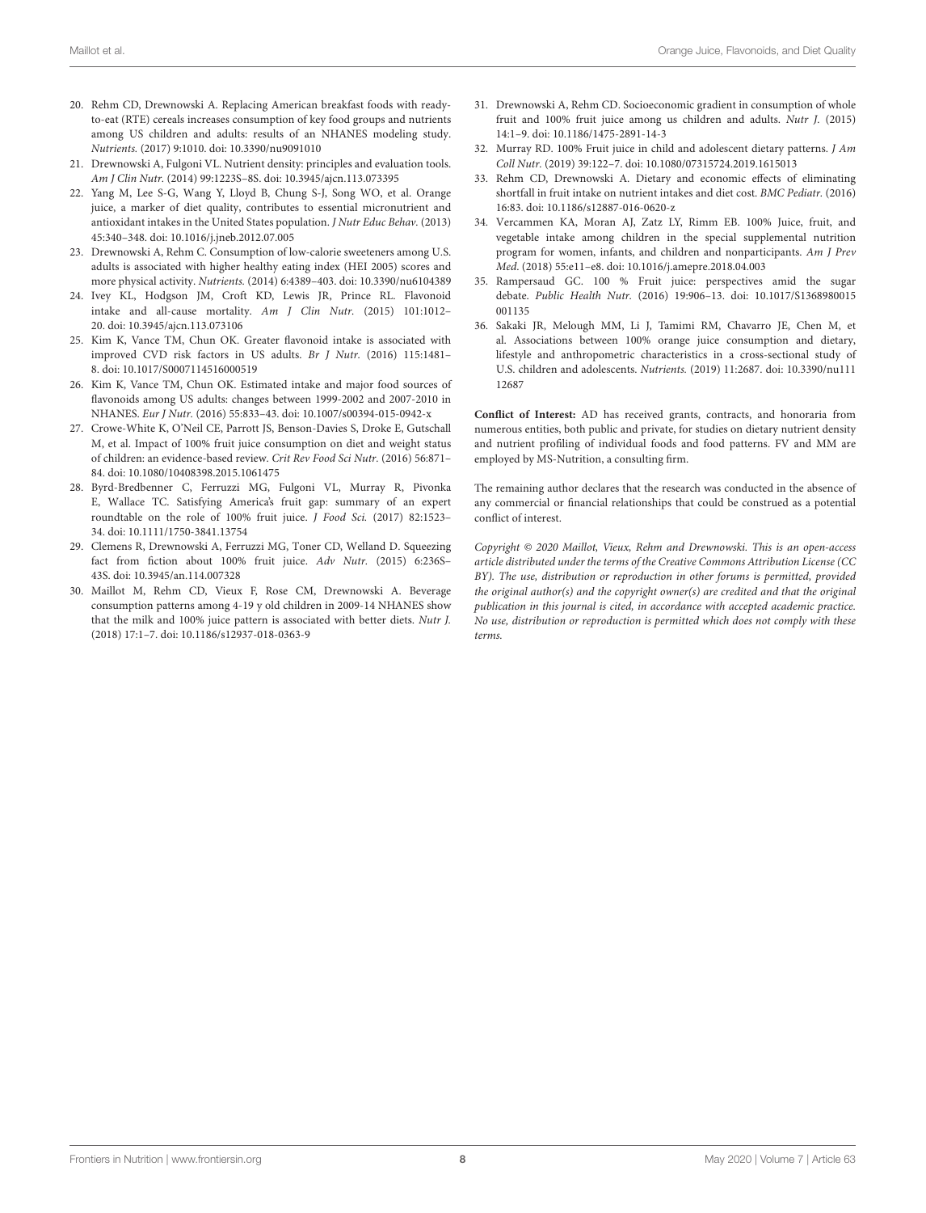20. Rehm CD, Drewnowski A. Replacing American breakfast foods with ready-to-eat (RTE) cereals increases consumption of key food groups and nutrients among US children and adults: results of an NHANES modeling study. *Nutrients.* (2017) 9:1010. doi: 10.3390/nu9091010
21. Drewnowski A, Fulgoni VL. Nutrient density: principles and evaluation tools. *Am J Clin Nutr.* (2014) 99:1223S–8S. doi: 10.3945/ajcn.113.073395
22. Yang M, Lee S-G, Wang Y, Lloyd B, Chung S-J, Song WO, et al. Orange juice, a marker of diet quality, contributes to essential micronutrient and antioxidant intakes in the United States population. *J Nutr Educ Behav.* (2013) 45:340–348. doi: 10.1016/j.jneb.2012.07.005
23. Drewnowski A, Rehm C. Consumption of low-calorie sweeteners among U.S. adults is associated with higher healthy eating index (HEI 2005) scores and more physical activity. *Nutrients.* (2014) 6:4389–403. doi: 10.3390/nu6104389
24. Ivey KL, Hodgson JM, Croft KD, Lewis JR, Prince RL. Flavonoid intake and all-cause mortality. *Am J Clin Nutr.* (2015) 101:1012–20. doi: 10.3945/ajcn.113.073106
25. Kim K, Vance TM, Chun OK. Greater flavonoid intake is associated with improved CVD risk factors in US adults. *Br J Nutr.* (2016) 115:1481–8. doi: 10.1017/S0007114516000519
26. Kim K, Vance TM, Chun OK. Estimated intake and major food sources of flavonoids among US adults: changes between 1999-2002 and 2007-2010 in NHANES. *Eur J Nutr.* (2016) 55:833–43. doi: 10.1007/s00394-015-0942-x
27. Crowe-White K, O'Neil CE, Parrott JS, Benson-Davies S, Droke E, Gutschall M, et al. Impact of 100% fruit juice consumption on diet and weight status of children: an evidence-based review. *Crit Rev Food Sci Nutr.* (2016) 56:871–84. doi: 10.1080/10408398.2015.1061475
28. Byrd-Bredbenner C, Ferruzzi MG, Fulgoni VL, Murray R, Pivonka E, Wallace TC. Satisfying America's fruit gap: summary of an expert roundtable on the role of 100% fruit juice. *J Food Sci.* (2017) 82:1523–34. doi: 10.1111/1750-3841.13754
29. Clemens R, Drewnowski A, Ferruzzi MG, Toner CD, Welland D. Squeezing fact from fiction about 100% fruit juice. *Adv Nutr.* (2015) 6:236S–43S. doi: 10.3945/an.114.007328
30. Maillot M, Rehm CD, Vieux F, Rose CM, Drewnowski A. Beverage consumption patterns among 4-19 y old children in 2009-14 NHANES show that the milk and 100% juice pattern is associated with better diets. *Nutr J.* (2018) 17:1–7. doi: 10.1186/s12937-018-0363-9
31. Drewnowski A, Rehm CD. Socioeconomic gradient in consumption of whole fruit and 100% fruit juice among us children and adults. *Nutr J.* (2015) 14:1–9. doi: 10.1186/1475-2891-14-3
32. Murray RD. 100% Fruit juice in child and adolescent dietary patterns. *J Am Coll Nutr.* (2019) 39:122–7. doi: 10.1080/07315724.2019.1615013
33. Rehm CD, Drewnowski A. Dietary and economic effects of eliminating shortfall in fruit intake on nutrient intakes and diet cost. *BMC Pediatr.* (2016) 16:83. doi: 10.1186/s12887-016-0620-z
34. Vercammen KA, Moran AJ, Zatz LY, Rimm EB. 100% Juice, fruit, and vegetable intake among children in the special supplemental nutrition program for women, infants, and children and nonparticipants. *Am J Prev Med.* (2018) 55:e11–e8. doi: 10.1016/j.amepre.2018.04.003
35. Rampersaud GC. 100 % Fruit juice: perspectives amid the sugar debate. *Public Health Nutr.* (2016) 19:906–13. doi: 10.1017/S1368980015001135
36. Sakaki JR, Melough MM, Li J, Tamimi RM, Chavarro JE, Chen M, et al. Associations between 100% orange juice consumption and dietary, lifestyle and anthropometric characteristics in a cross-sectional study of U.S. children and adolescents. *Nutrients.* (2019) 11:2687. doi: 10.3390/nu11112687

**Conflict of Interest:** AD has received grants, contracts, and honoraria from numerous entities, both public and private, for studies on dietary nutrient density and nutrient profiling of individual foods and food patterns. FV and MM are employed by MS-Nutrition, a consulting firm.

The remaining author declares that the research was conducted in the absence of any commercial or financial relationships that could be construed as a potential conflict of interest.

*Copyright © 2020 Maillot, Vieux, Rehm and Drewnowski. This is an open-access article distributed under the terms of the Creative Commons Attribution License (CC BY). The use, distribution or reproduction in other forums is permitted, provided the original author(s) and the copyright owner(s) are credited and that the original publication in this journal is cited, in accordance with accepted academic practice. No use, distribution or reproduction is permitted which does not comply with these terms.*